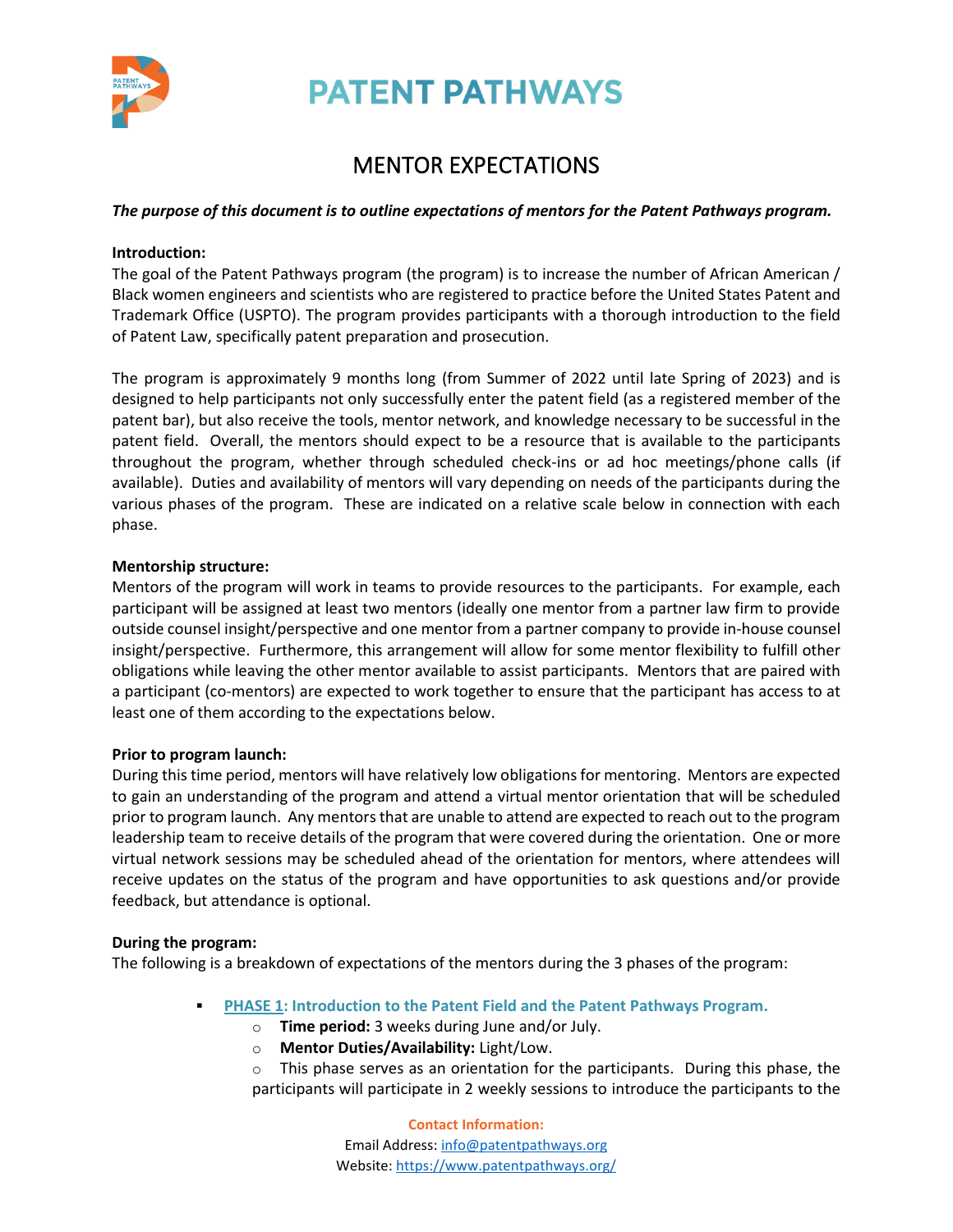# PATENT PATHWAYS

## MENTOR EXPECTATIONS

***The purpose of this document is to outline expectations of mentors for the Patent Pathways program.***

**Introduction:**

The goal of the Patent Pathways program (the program) is to increase the number of African American / Black women engineers and scientists who are registered to practice before the United States Patent and Trademark Office (USPTO). The program provides participants with a thorough introduction to the field of Patent Law, specifically patent preparation and prosecution.

The program is approximately 9 months long (from Summer of 2022 until late Spring of 2023) and is designed to help participants not only successfully enter the patent field (as a registered member of the patent bar), but also receive the tools, mentor network, and knowledge necessary to be successful in the patent field. Overall, the mentors should expect to be a resource that is available to the participants throughout the program, whether through scheduled check-ins or ad hoc meetings/phone calls (if available). Duties and availability of mentors will vary depending on needs of the participants during the various phases of the program. These are indicated on a relative scale below in connection with each phase.

**Mentorship structure:**

Mentors of the program will work in teams to provide resources to the participants. For example, each participant will be assigned at least two mentors (ideally one mentor from a partner law firm to provide outside counsel insight/perspective and one mentor from a partner company to provide in-house counsel insight/perspective. Furthermore, this arrangement will allow for some mentor flexibility to fulfill other obligations while leaving the other mentor available to assist participants. Mentors that are paired with a participant (co-mentors) are expected to work together to ensure that the participant has access to at least one of them according to the expectations below.

**Prior to program launch:**

During this time period, mentors will have relatively low obligations for mentoring. Mentors are expected to gain an understanding of the program and attend a virtual mentor orientation that will be scheduled prior to program launch. Any mentors that are unable to attend are expected to reach out to the program leadership team to receive details of the program that were covered during the orientation. One or more virtual network sessions may be scheduled ahead of the orientation for mentors, where attendees will receive updates on the status of the program and have opportunities to ask questions and/or provide feedback, but attendance is optional.

**During the program:**

The following is a breakdown of expectations of the mentors during the 3 phases of the program:

- **PHASE 1: Introduction to the Patent Field and the Patent Pathways Program.**
  - **Time period:** 3 weeks during June and/or July.
  - **Mentor Duties/Availability:** Light/Low.
  - This phase serves as an orientation for the participants. During this phase, the participants will participate in 2 weekly sessions to introduce the participants to the

**Contact Information:**
Email Address: info@patentpathways.org
Website: https://www.patentpathways.org/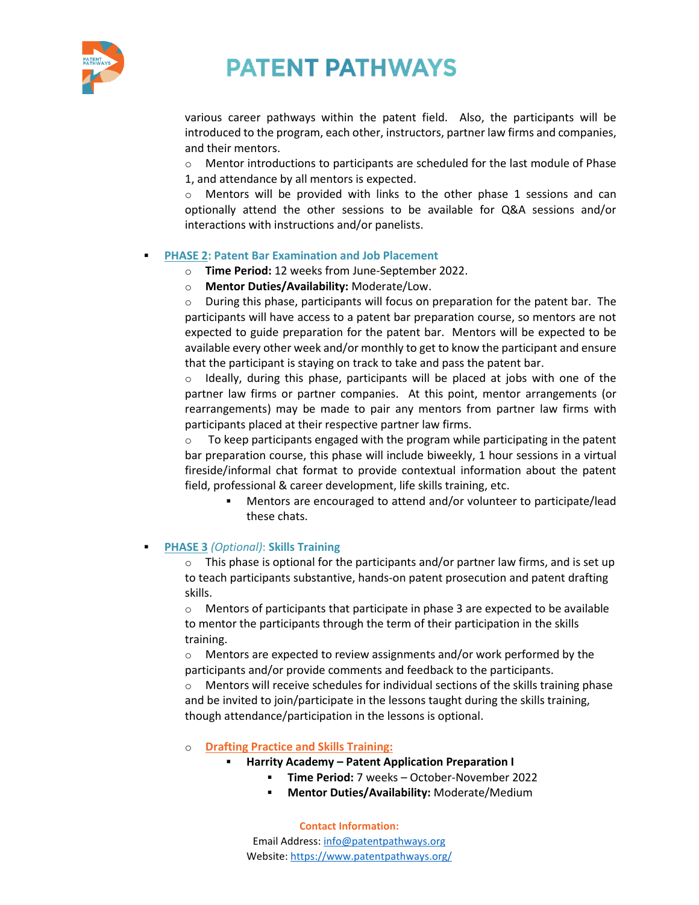various career pathways within the patent field. Also, the participants will be introduced to the program, each other, instructors, partner law firms and companies, and their mentors.

- Mentor introductions to participants are scheduled for the last module of Phase 1, and attendance by all mentors is expected.
- Mentors will be provided with links to the other phase 1 sessions and can optionally attend the other sessions to be available for Q&A sessions and/or interactions with instructions and/or panelists.

- **PHASE 2: Patent Bar Examination and Job Placement**
  - **Time Period:** 12 weeks from June-September 2022.
  - **Mentor Duties/Availability:** Moderate/Low.
  - During this phase, participants will focus on preparation for the patent bar. The participants will have access to a patent bar preparation course, so mentors are not expected to guide preparation for the patent bar. Mentors will be expected to be available every other week and/or monthly to get to know the participant and ensure that the participant is staying on track to take and pass the patent bar.
  - Ideally, during this phase, participants will be placed at jobs with one of the partner law firms or partner companies. At this point, mentor arrangements (or rearrangements) may be made to pair any mentors from partner law firms with participants placed at their respective partner law firms.
  - To keep participants engaged with the program while participating in the patent bar preparation course, this phase will include biweekly, 1 hour sessions in a virtual fireside/informal chat format to provide contextual information about the patent field, professional & career development, life skills training, etc.
    - Mentors are encouraged to attend and/or volunteer to participate/lead these chats.

- **PHASE 3** *(Optional)*: **Skills Training**
  - This phase is optional for the participants and/or partner law firms, and is set up to teach participants substantive, hands-on patent prosecution and patent drafting skills.
  - Mentors of participants that participate in phase 3 are expected to be available to mentor the participants through the term of their participation in the skills training.
  - Mentors are expected to review assignments and/or work performed by the participants and/or provide comments and feedback to the participants.
  - Mentors will receive schedules for individual sections of the skills training phase and be invited to join/participate in the lessons taught during the skills training, though attendance/participation in the lessons is optional.
  - **Drafting Practice and Skills Training:**
    - **Harrity Academy – Patent Application Preparation I**
      - **Time Period:** 7 weeks – October-November 2022
      - **Mentor Duties/Availability:** Moderate/Medium

**Contact Information:**
Email Address: info@patentpathways.org
Website: https://www.patentpathways.org/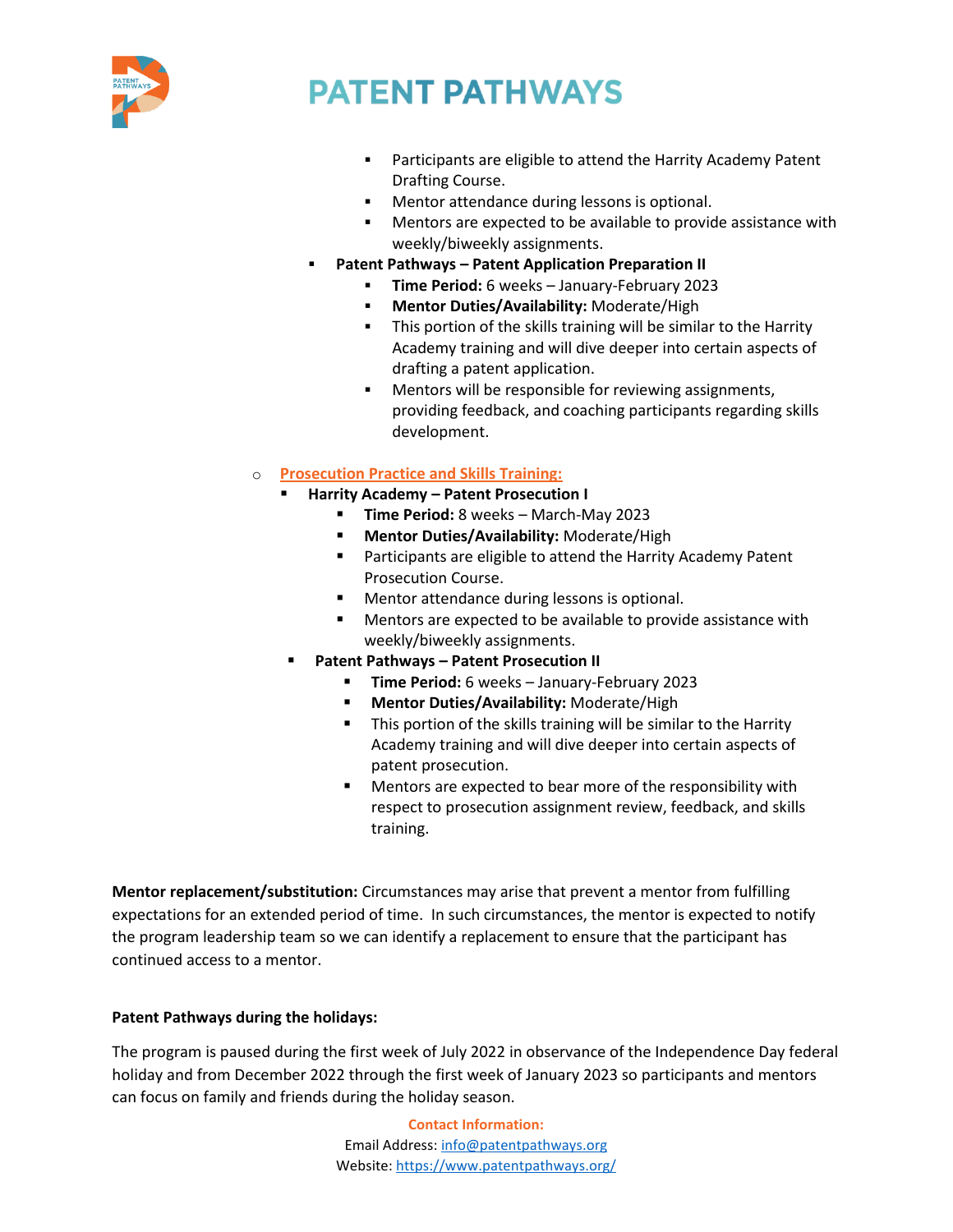- Participants are eligible to attend the Harrity Academy Patent Drafting Course.
      - Mentor attendance during lessons is optional.
      - Mentors are expected to be available to provide assistance with weekly/biweekly assignments.
    - **Patent Pathways – Patent Application Preparation II**
      - **Time Period:** 6 weeks – January-February 2023
      - **Mentor Duties/Availability:** Moderate/High
      - This portion of the skills training will be similar to the Harrity Academy training and will dive deeper into certain aspects of drafting a patent application.
      - Mentors will be responsible for reviewing assignments, providing feedback, and coaching participants regarding skills development.

  - **Prosecution Practice and Skills Training:**
    - **Harrity Academy – Patent Prosecution I**
      - **Time Period:** 8 weeks – March-May 2023
      - **Mentor Duties/Availability:** Moderate/High
      - Participants are eligible to attend the Harrity Academy Patent Prosecution Course.
      - Mentor attendance during lessons is optional.
      - Mentors are expected to be available to provide assistance with weekly/biweekly assignments.
    - **Patent Pathways – Patent Prosecution II**
      - **Time Period:** 6 weeks – January-February 2023
      - **Mentor Duties/Availability:** Moderate/High
      - This portion of the skills training will be similar to the Harrity Academy training and will dive deeper into certain aspects of patent prosecution.
      - Mentors are expected to bear more of the responsibility with respect to prosecution assignment review, feedback, and skills training.

**Mentor replacement/substitution:** Circumstances may arise that prevent a mentor from fulfilling expectations for an extended period of time. In such circumstances, the mentor is expected to notify the program leadership team so we can identify a replacement to ensure that the participant has continued access to a mentor.

**Patent Pathways during the holidays:**

The program is paused during the first week of July 2022 in observance of the Independence Day federal holiday and from December 2022 through the first week of January 2023 so participants and mentors can focus on family and friends during the holiday season.

**Contact Information:**
Email Address: info@patentpathways.org
Website: https://www.patentpathways.org/